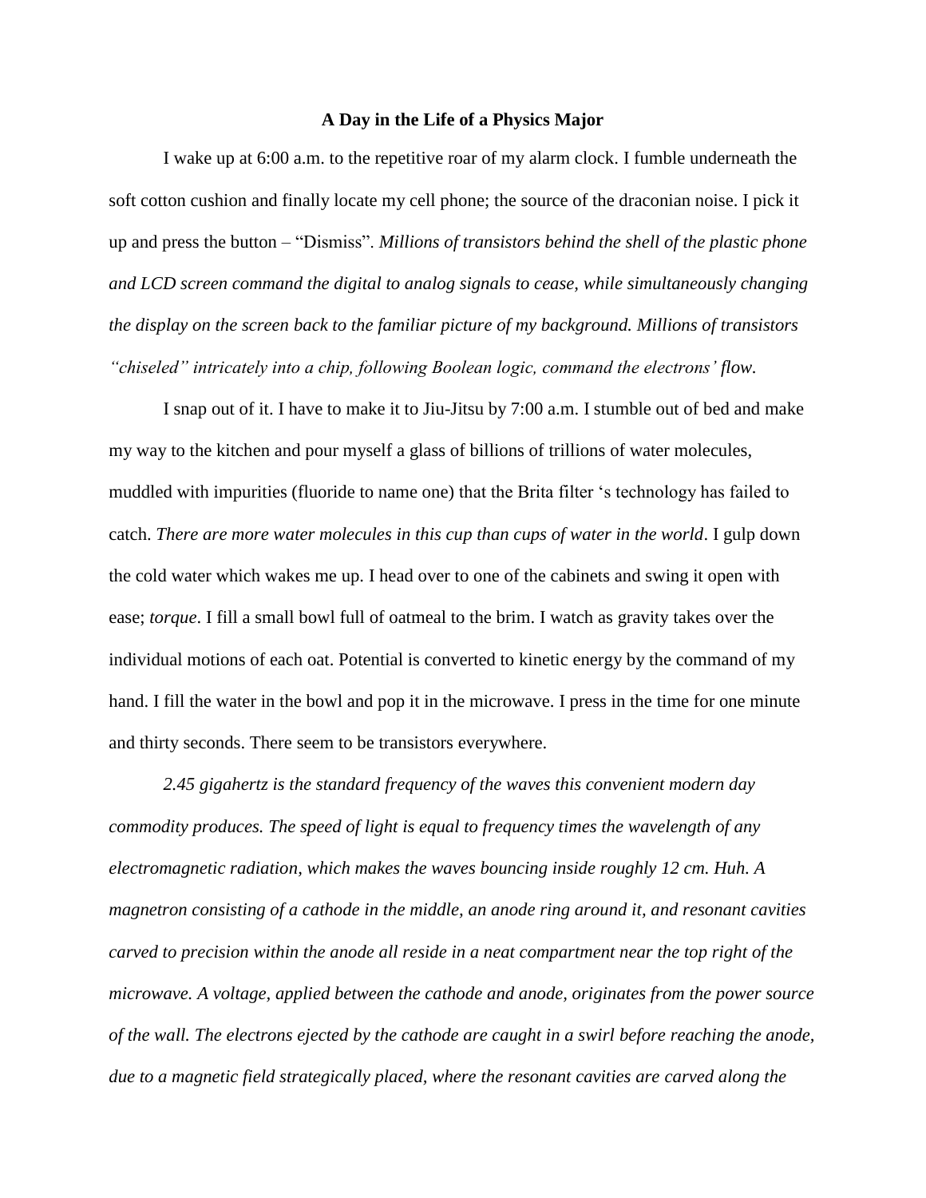**A Day in the Life of a Physics Major**

I wake up at 6:00 a.m. to the repetitive roar of my alarm clock. I fumble underneath the soft cotton cushion and finally locate my cell phone; the source of the draconian noise. I pick it up and press the button – "Dismiss". *Millions of transistors behind the shell of the plastic phone and LCD screen command the digital to analog signals to cease, while simultaneously changing the display on the screen back to the familiar picture of my background. Millions of transistors "chiseled" intricately into a chip, following Boolean logic, command the electrons' flow.*

I snap out of it. I have to make it to Jiu-Jitsu by 7:00 a.m. I stumble out of bed and make my way to the kitchen and pour myself a glass of billions of trillions of water molecules, muddled with impurities (fluoride to name one) that the Brita filter 's technology has failed to catch. *There are more water molecules in this cup than cups of water in the world*. I gulp down the cold water which wakes me up. I head over to one of the cabinets and swing it open with ease; *torque*. I fill a small bowl full of oatmeal to the brim. I watch as gravity takes over the individual motions of each oat. Potential is converted to kinetic energy by the command of my hand. I fill the water in the bowl and pop it in the microwave. I press in the time for one minute and thirty seconds. There seem to be transistors everywhere.

*2.45 gigahertz is the standard frequency of the waves this convenient modern day commodity produces. The speed of light is equal to frequency times the wavelength of any electromagnetic radiation, which makes the waves bouncing inside roughly 12 cm. Huh. A magnetron consisting of a cathode in the middle, an anode ring around it, and resonant cavities carved to precision within the anode all reside in a neat compartment near the top right of the microwave. A voltage, applied between the cathode and anode, originates from the power source of the wall. The electrons ejected by the cathode are caught in a swirl before reaching the anode, due to a magnetic field strategically placed, where the resonant cavities are carved along the*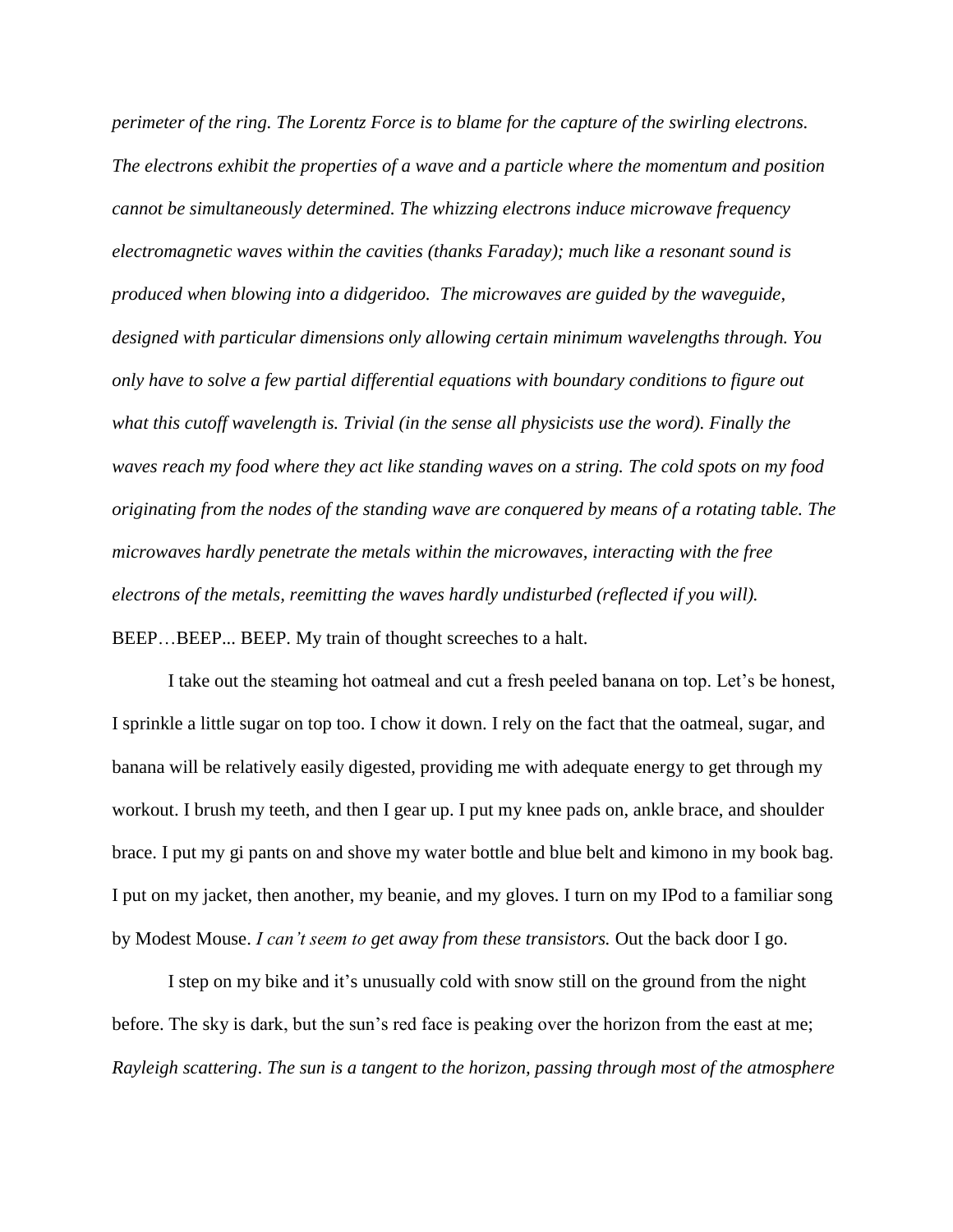*perimeter of the ring. The Lorentz Force is to blame for the capture of the swirling electrons. The electrons exhibit the properties of a wave and a particle where the momentum and position cannot be simultaneously determined. The whizzing electrons induce microwave frequency electromagnetic waves within the cavities (thanks Faraday); much like a resonant sound is produced when blowing into a didgeridoo. The microwaves are guided by the waveguide, designed with particular dimensions only allowing certain minimum wavelengths through. You only have to solve a few partial differential equations with boundary conditions to figure out what this cutoff wavelength is. Trivial (in the sense all physicists use the word). Finally the waves reach my food where they act like standing waves on a string. The cold spots on my food originating from the nodes of the standing wave are conquered by means of a rotating table. The microwaves hardly penetrate the metals within the microwaves, interacting with the free electrons of the metals, reemitting the waves hardly undisturbed (reflected if you will).* BEEP…BEEP... BEEP. My train of thought screeches to a halt.

I take out the steaming hot oatmeal and cut a fresh peeled banana on top. Let's be honest, I sprinkle a little sugar on top too. I chow it down. I rely on the fact that the oatmeal, sugar, and banana will be relatively easily digested, providing me with adequate energy to get through my workout. I brush my teeth, and then I gear up. I put my knee pads on, ankle brace, and shoulder brace. I put my gi pants on and shove my water bottle and blue belt and kimono in my book bag. I put on my jacket, then another, my beanie, and my gloves. I turn on my IPod to a familiar song by Modest Mouse. *I can't seem to get away from these transistors.* Out the back door I go.

I step on my bike and it's unusually cold with snow still on the ground from the night before. The sky is dark, but the sun's red face is peaking over the horizon from the east at me; *Rayleigh scattering*. *The sun is a tangent to the horizon, passing through most of the atmosphere*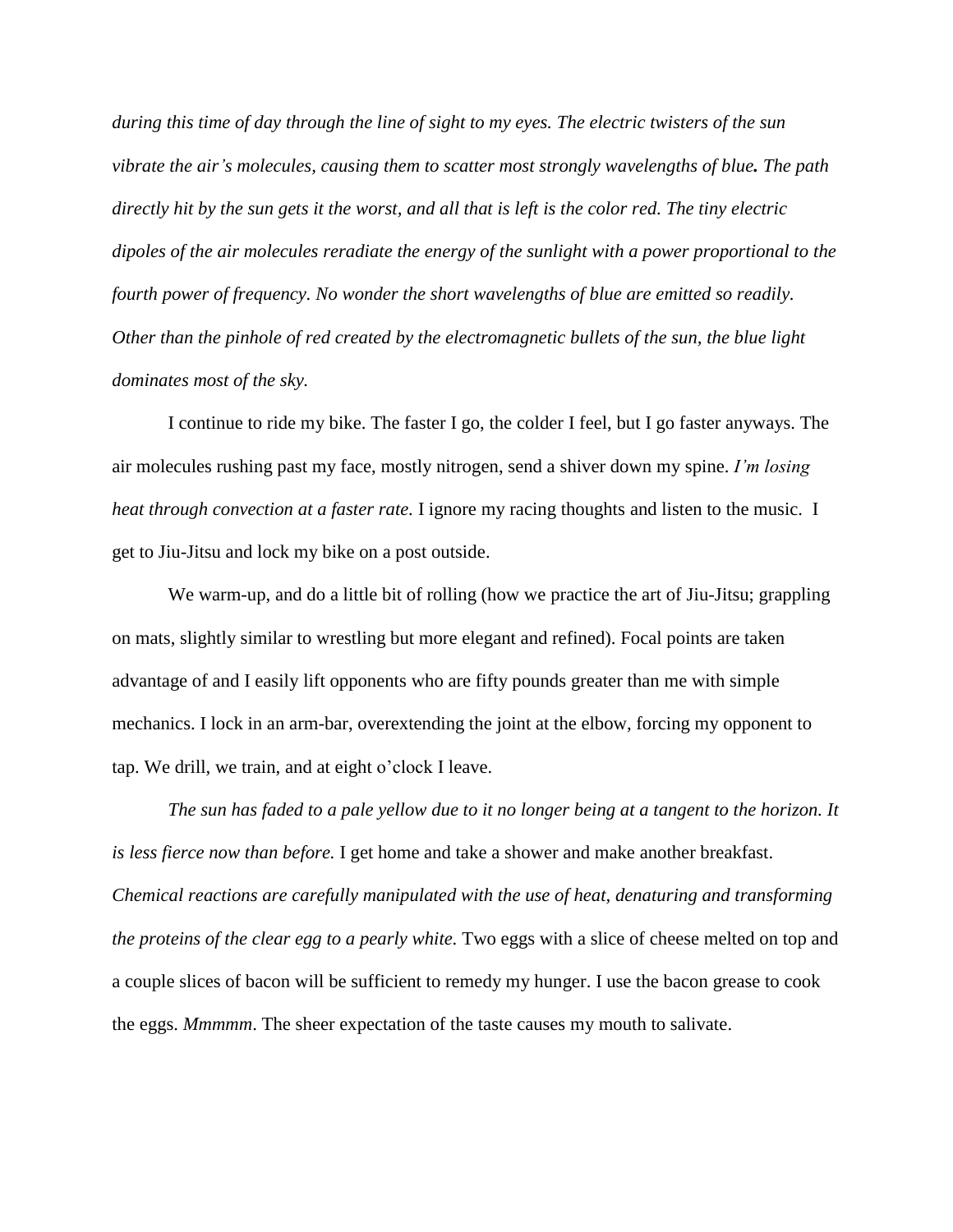*during this time of day through the line of sight to my eyes. The electric twisters of the sun vibrate the air's molecules, causing them to scatter most strongly wavelengths of blue**.** The path directly hit by the sun gets it the worst, and all that is left is the color red. The tiny electric dipoles of the air molecules reradiate the energy of the sunlight with a power proportional to the fourth power of frequency. No wonder the short wavelengths of blue are emitted so readily. Other than the pinhole of red created by the electromagnetic bullets of the sun, the blue light dominates most of the sky.*

I continue to ride my bike. The faster I go, the colder I feel, but I go faster anyways. The air molecules rushing past my face, mostly nitrogen, send a shiver down my spine. *I'm losing heat through convection at a faster rate.* I ignore my racing thoughts and listen to the music. I get to Jiu-Jitsu and lock my bike on a post outside.

We warm-up, and do a little bit of rolling (how we practice the art of Jiu-Jitsu; grappling on mats, slightly similar to wrestling but more elegant and refined). Focal points are taken advantage of and I easily lift opponents who are fifty pounds greater than me with simple mechanics. I lock in an arm-bar, overextending the joint at the elbow, forcing my opponent to tap. We drill, we train, and at eight o'clock I leave.

*The sun has faded to a pale yellow due to it no longer being at a tangent to the horizon. It is less fierce now than before.* I get home and take a shower and make another breakfast. *Chemical reactions are carefully manipulated with the use of heat, denaturing and transforming the proteins of the clear egg to a pearly white.* Two eggs with a slice of cheese melted on top and a couple slices of bacon will be sufficient to remedy my hunger. I use the bacon grease to cook the eggs. *Mmmmm*. The sheer expectation of the taste causes my mouth to salivate.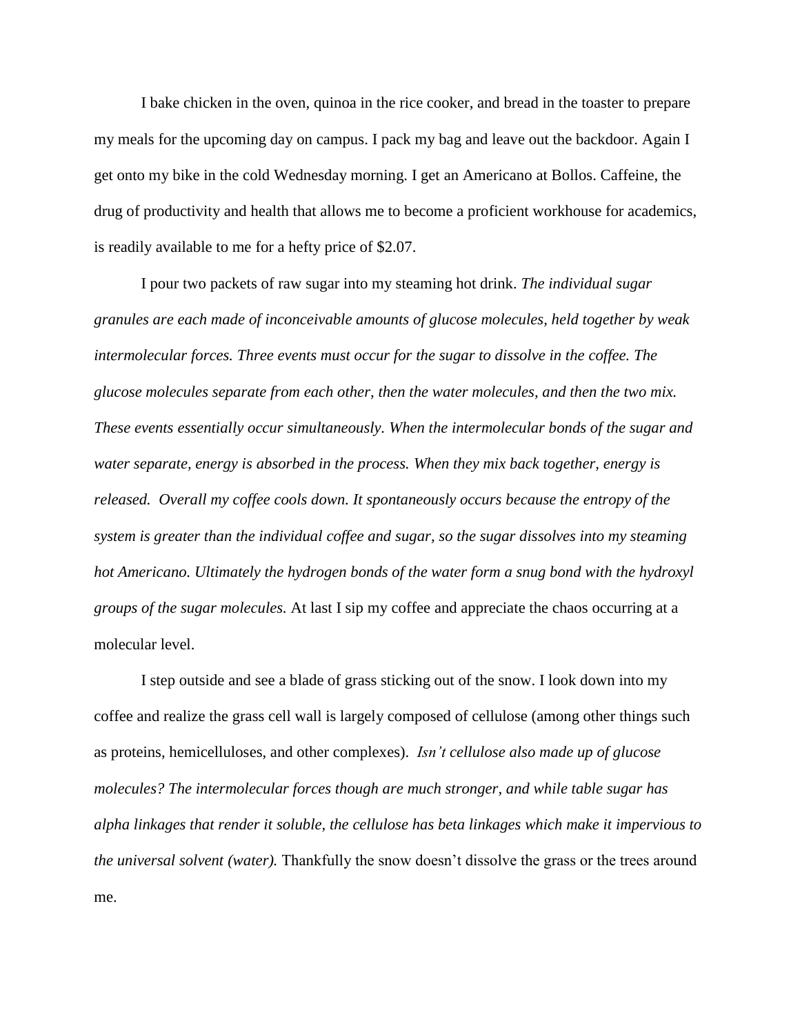I bake chicken in the oven, quinoa in the rice cooker, and bread in the toaster to prepare my meals for the upcoming day on campus. I pack my bag and leave out the backdoor. Again I get onto my bike in the cold Wednesday morning. I get an Americano at Bollos. Caffeine, the drug of productivity and health that allows me to become a proficient workhouse for academics, is readily available to me for a hefty price of $2.07.

I pour two packets of raw sugar into my steaming hot drink. *The individual sugar granules are each made of inconceivable amounts of glucose molecules, held together by weak intermolecular forces. Three events must occur for the sugar to dissolve in the coffee. The glucose molecules separate from each other, then the water molecules, and then the two mix. These events essentially occur simultaneously. When the intermolecular bonds of the sugar and water separate, energy is absorbed in the process. When they mix back together, energy is released. Overall my coffee cools down. It spontaneously occurs because the entropy of the system is greater than the individual coffee and sugar, so the sugar dissolves into my steaming hot Americano. Ultimately the hydrogen bonds of the water form a snug bond with the hydroxyl groups of the sugar molecules.* At last I sip my coffee and appreciate the chaos occurring at a molecular level.

I step outside and see a blade of grass sticking out of the snow. I look down into my coffee and realize the grass cell wall is largely composed of cellulose (among other things such as proteins, hemicelluloses, and other complexes). *Isn't cellulose also made up of glucose molecules? The intermolecular forces though are much stronger, and while table sugar has alpha linkages that render it soluble, the cellulose has beta linkages which make it impervious to the universal solvent (water).* Thankfully the snow doesn't dissolve the grass or the trees around me.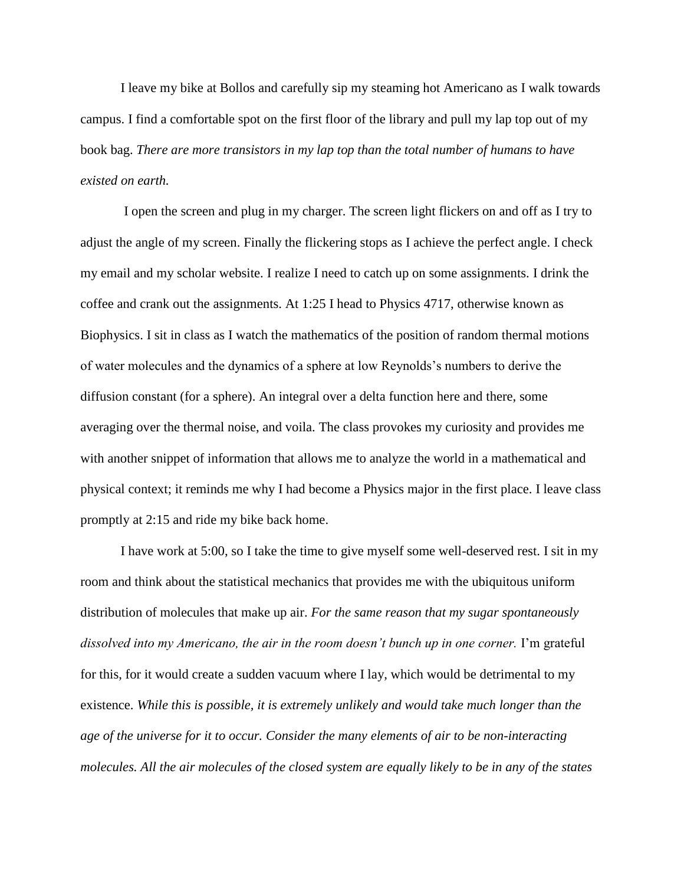I leave my bike at Bollos and carefully sip my steaming hot Americano as I walk towards campus. I find a comfortable spot on the first floor of the library and pull my lap top out of my book bag. *There are more transistors in my lap top than the total number of humans to have existed on earth.*

I open the screen and plug in my charger. The screen light flickers on and off as I try to adjust the angle of my screen. Finally the flickering stops as I achieve the perfect angle. I check my email and my scholar website. I realize I need to catch up on some assignments. I drink the coffee and crank out the assignments. At 1:25 I head to Physics 4717, otherwise known as Biophysics. I sit in class as I watch the mathematics of the position of random thermal motions of water molecules and the dynamics of a sphere at low Reynolds's numbers to derive the diffusion constant (for a sphere). An integral over a delta function here and there, some averaging over the thermal noise, and voila. The class provokes my curiosity and provides me with another snippet of information that allows me to analyze the world in a mathematical and physical context; it reminds me why I had become a Physics major in the first place. I leave class promptly at 2:15 and ride my bike back home.

I have work at 5:00, so I take the time to give myself some well-deserved rest. I sit in my room and think about the statistical mechanics that provides me with the ubiquitous uniform distribution of molecules that make up air. *For the same reason that my sugar spontaneously dissolved into my Americano, the air in the room doesn't bunch up in one corner.* I'm grateful for this, for it would create a sudden vacuum where I lay, which would be detrimental to my existence. *While this is possible, it is extremely unlikely and would take much longer than the age of the universe for it to occur. Consider the many elements of air to be non-interacting molecules. All the air molecules of the closed system are equally likely to be in any of the states*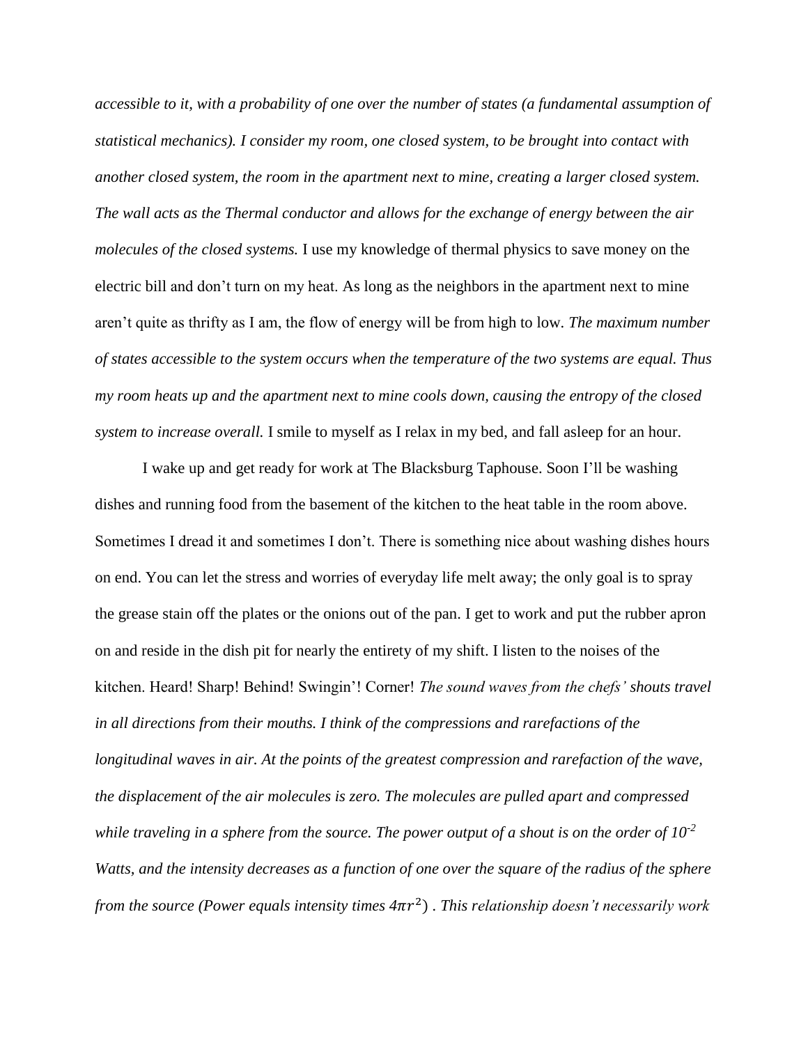*accessible to it, with a probability of one over the number of states (a fundamental assumption of statistical mechanics). I consider my room, one closed system, to be brought into contact with another closed system, the room in the apartment next to mine, creating a larger closed system. The wall acts as the Thermal conductor and allows for the exchange of energy between the air molecules of the closed systems.* I use my knowledge of thermal physics to save money on the electric bill and don't turn on my heat. As long as the neighbors in the apartment next to mine aren't quite as thrifty as I am, the flow of energy will be from high to low. *The maximum number of states accessible to the system occurs when the temperature of the two systems are equal. Thus my room heats up and the apartment next to mine cools down, causing the entropy of the closed system to increase overall.* I smile to myself as I relax in my bed, and fall asleep for an hour.

I wake up and get ready for work at The Blacksburg Taphouse. Soon I'll be washing dishes and running food from the basement of the kitchen to the heat table in the room above. Sometimes I dread it and sometimes I don't. There is something nice about washing dishes hours on end. You can let the stress and worries of everyday life melt away; the only goal is to spray the grease stain off the plates or the onions out of the pan. I get to work and put the rubber apron on and reside in the dish pit for nearly the entirety of my shift. I listen to the noises of the kitchen. Heard! Sharp! Behind! Swingin'! Corner! *The sound waves from the chefs' shouts travel in all directions from their mouths. I think of the compressions and rarefactions of the longitudinal waves in air. At the points of the greatest compression and rarefaction of the wave, the displacement of the air molecules is zero. The molecules are pulled apart and compressed while traveling in a sphere from the source. The power output of a shout is on the order of $10^{-2}$ Watts, and the intensity decreases as a function of one over the square of the radius of the sphere from the source (Power equals intensity times $4\pi r^2$) . This relationship doesn't necessarily work*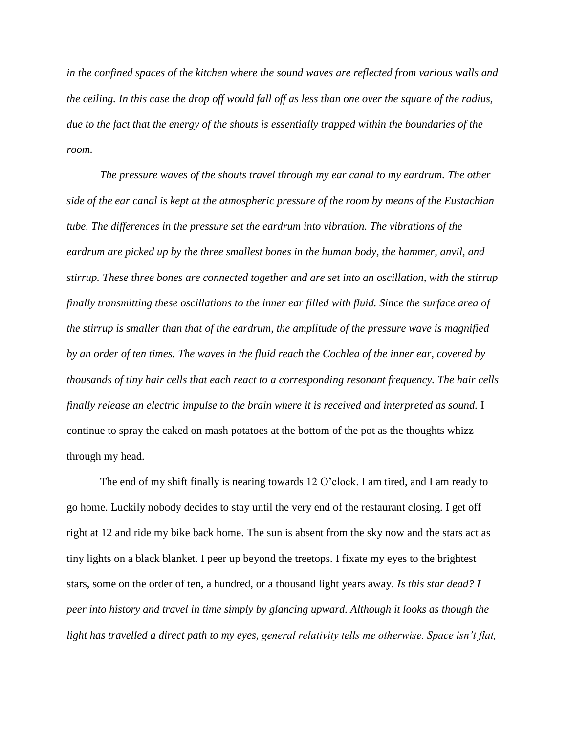*in the confined spaces of the kitchen where the sound waves are reflected from various walls and the ceiling. In this case the drop off would fall off as less than one over the square of the radius, due to the fact that the energy of the shouts is essentially trapped within the boundaries of the room.*

*The pressure waves of the shouts travel through my ear canal to my eardrum. The other side of the ear canal is kept at the atmospheric pressure of the room by means of the Eustachian tube. The differences in the pressure set the eardrum into vibration. The vibrations of the eardrum are picked up by the three smallest bones in the human body, the hammer, anvil, and stirrup. These three bones are connected together and are set into an oscillation, with the stirrup finally transmitting these oscillations to the inner ear filled with fluid. Since the surface area of the stirrup is smaller than that of the eardrum, the amplitude of the pressure wave is magnified by an order of ten times. The waves in the fluid reach the Cochlea of the inner ear, covered by thousands of tiny hair cells that each react to a corresponding resonant frequency. The hair cells finally release an electric impulse to the brain where it is received and interpreted as sound.* I continue to spray the caked on mash potatoes at the bottom of the pot as the thoughts whizz through my head.

The end of my shift finally is nearing towards 12 O'clock. I am tired, and I am ready to go home. Luckily nobody decides to stay until the very end of the restaurant closing. I get off right at 12 and ride my bike back home. The sun is absent from the sky now and the stars act as tiny lights on a black blanket. I peer up beyond the treetops. I fixate my eyes to the brightest stars, some on the order of ten, a hundred, or a thousand light years away. *Is this star dead? I peer into history and travel in time simply by glancing upward. Although it looks as though the light has travelled a direct path to my eyes, general relativity tells me otherwise. Space isn't flat,*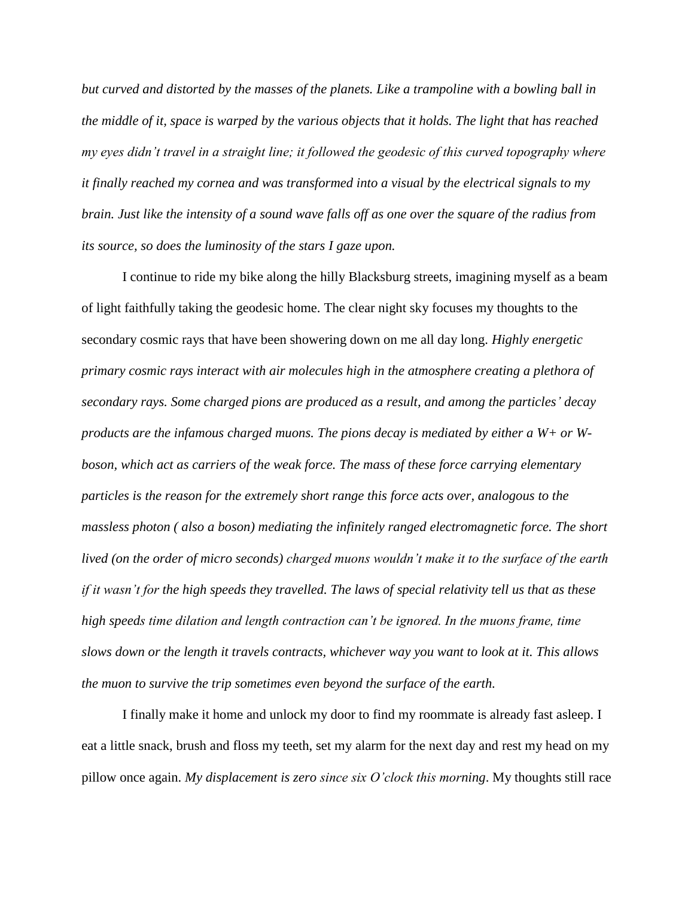*but curved and distorted by the masses of the planets. Like a trampoline with a bowling ball in the middle of it, space is warped by the various objects that it holds. The light that has reached my eyes didn't travel in a straight line; it followed the geodesic of this curved topography where it finally reached my cornea and was transformed into a visual by the electrical signals to my brain. Just like the intensity of a sound wave falls off as one over the square of the radius from its source, so does the luminosity of the stars I gaze upon.*

I continue to ride my bike along the hilly Blacksburg streets, imagining myself as a beam of light faithfully taking the geodesic home. The clear night sky focuses my thoughts to the secondary cosmic rays that have been showering down on me all day long. *Highly energetic primary cosmic rays interact with air molecules high in the atmosphere creating a plethora of secondary rays. Some charged pions are produced as a result, and among the particles' decay products are the infamous charged muons. The pions decay is mediated by either a W+ or W- boson, which act as carriers of the weak force. The mass of these force carrying elementary particles is the reason for the extremely short range this force acts over, analogous to the massless photon ( also a boson) mediating the infinitely ranged electromagnetic force. The short lived (on the order of micro seconds) charged muons wouldn't make it to the surface of the earth if it wasn't for the high speeds they travelled. The laws of special relativity tell us that as these high speeds time dilation and length contraction can't be ignored. In the muons frame, time slows down or the length it travels contracts, whichever way you want to look at it. This allows the muon to survive the trip sometimes even beyond the surface of the earth.*

I finally make it home and unlock my door to find my roommate is already fast asleep. I eat a little snack, brush and floss my teeth, set my alarm for the next day and rest my head on my pillow once again. *My displacement is zero since six O'clock this morning*. My thoughts still race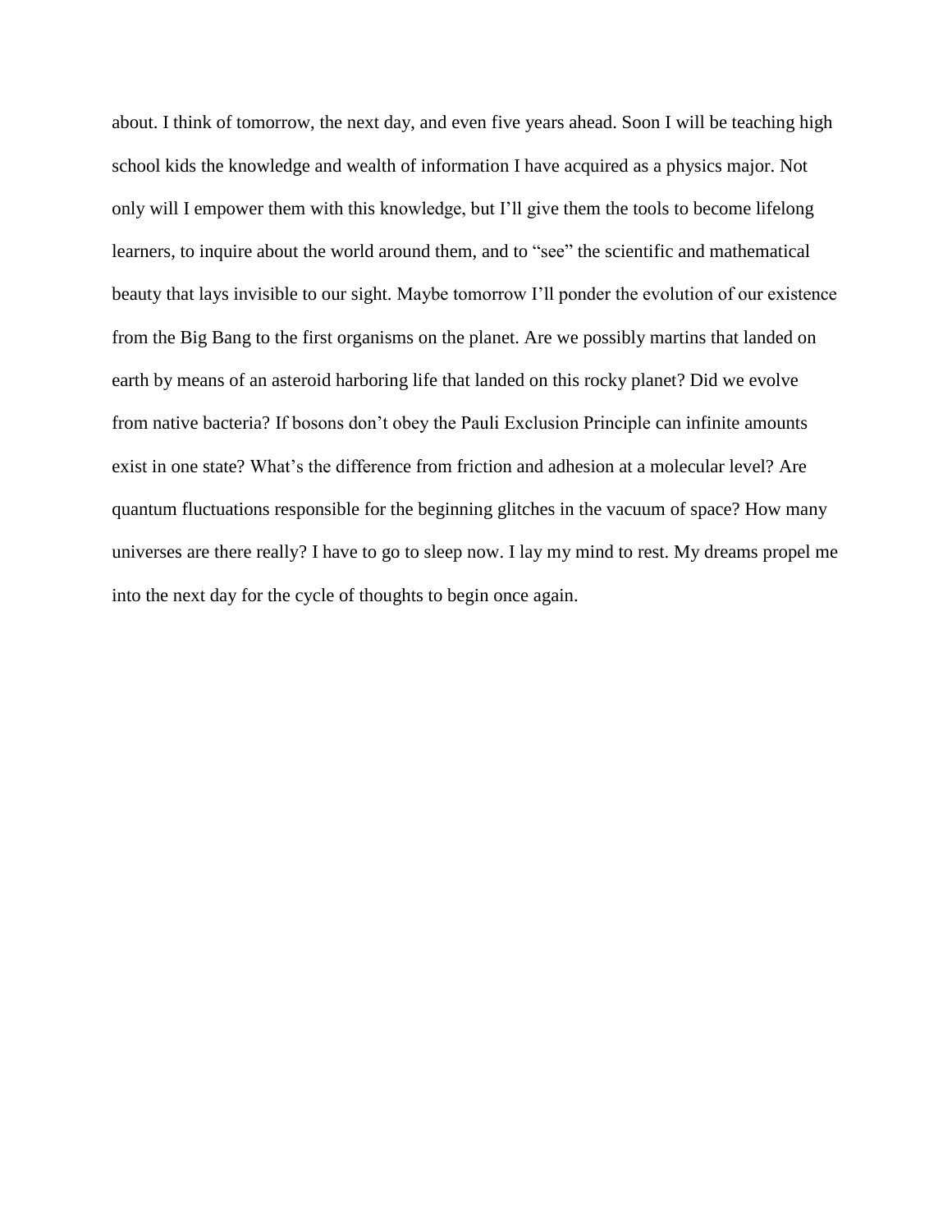about. I think of tomorrow, the next day, and even five years ahead. Soon I will be teaching high school kids the knowledge and wealth of information I have acquired as a physics major. Not only will I empower them with this knowledge, but I'll give them the tools to become lifelong learners, to inquire about the world around them, and to "see" the scientific and mathematical beauty that lays invisible to our sight. Maybe tomorrow I'll ponder the evolution of our existence from the Big Bang to the first organisms on the planet. Are we possibly martins that landed on earth by means of an asteroid harboring life that landed on this rocky planet? Did we evolve from native bacteria? If bosons don't obey the Pauli Exclusion Principle can infinite amounts exist in one state? What's the difference from friction and adhesion at a molecular level? Are quantum fluctuations responsible for the beginning glitches in the vacuum of space? How many universes are there really? I have to go to sleep now. I lay my mind to rest. My dreams propel me into the next day for the cycle of thoughts to begin once again.